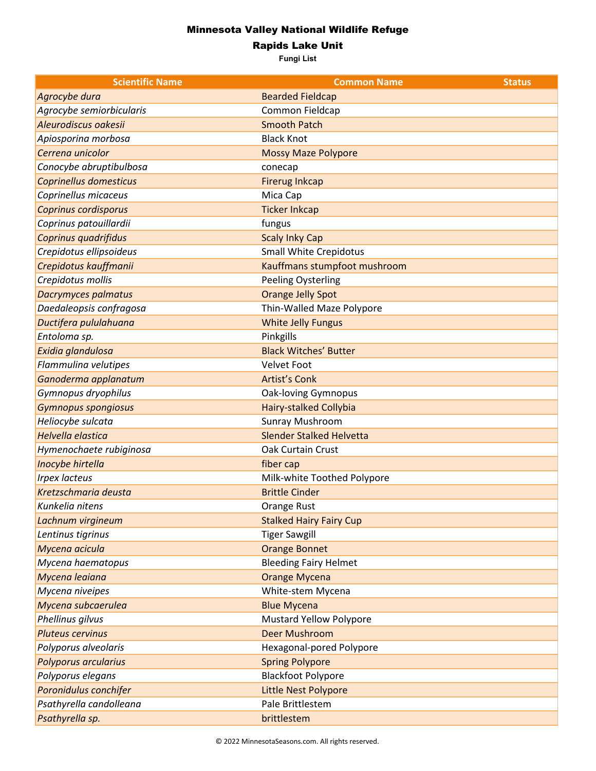# Minnesota Valley National Wildlife Refuge

## Rapids Lake Unit

### Fungi List

| Scientific Name | Common Name | Status |
|---|---|---|
| *Agrocybe dura* | Bearded Fieldcap | |
| *Agrocybe semiorbicularis* | Common Fieldcap | |
| *Aleurodiscus oakesii* | Smooth Patch | |
| *Apiosporina morbosa* | Black Knot | |
| *Cerrena unicolor* | Mossy Maze Polypore | |
| *Conocybe abruptibulbosa* | conecap | |
| *Coprinellus domesticus* | Firerug Inkcap | |
| *Coprinellus micaceus* | Mica Cap | |
| *Coprinus cordisporus* | Ticker Inkcap | |
| *Coprinus patouillardii* | fungus | |
| *Coprinus quadrifidus* | Scaly Inky Cap | |
| *Crepidotus ellipsoideus* | Small White Crepidotus | |
| *Crepidotus kauffmanii* | Kauffmans stumpfoot mushroom | |
| *Crepidotus mollis* | Peeling Oysterling | |
| *Dacrymyces palmatus* | Orange Jelly Spot | |
| *Daedaleopsis confragosa* | Thin-Walled Maze Polypore | |
| *Ductifera pululahuana* | White Jelly Fungus | |
| *Entoloma sp.* | Pinkgills | |
| *Exidia glandulosa* | Black Witches' Butter | |
| *Flammulina velutipes* | Velvet Foot | |
| *Ganoderma applanatum* | Artist's Conk | |
| *Gymnopus dryophilus* | Oak-loving Gymnopus | |
| *Gymnopus spongiosus* | Hairy-stalked Collybia | |
| *Heliocybe sulcata* | Sunray Mushroom | |
| *Helvella elastica* | Slender Stalked Helvetta | |
| *Hymenochaete rubiginosa* | Oak Curtain Crust | |
| *Inocybe hirtella* | fiber cap | |
| *Irpex lacteus* | Milk-white Toothed Polypore | |
| *Kretzschmaria deusta* | Brittle Cinder | |
| *Kunkelia nitens* | Orange Rust | |
| *Lachnum virgineum* | Stalked Hairy Fairy Cup | |
| *Lentinus tigrinus* | Tiger Sawgill | |
| *Mycena acicula* | Orange Bonnet | |
| *Mycena haematopus* | Bleeding Fairy Helmet | |
| *Mycena leaiana* | Orange Mycena | |
| *Mycena niveipes* | White-stem Mycena | |
| *Mycena subcaerulea* | Blue Mycena | |
| *Phellinus gilvus* | Mustard Yellow Polypore | |
| *Pluteus cervinus* | Deer Mushroom | |
| *Polyporus alveolaris* | Hexagonal-pored Polypore | |
| *Polyporus arcularius* | Spring Polypore | |
| *Polyporus elegans* | Blackfoot Polypore | |
| *Poronidulus conchifer* | Little Nest Polypore | |
| *Psathyrella candolleana* | Pale Brittlestem | |
| *Psathyrella sp.* | brittlestem | |

© 2022 MinnesotaSeasons.com. All rights reserved.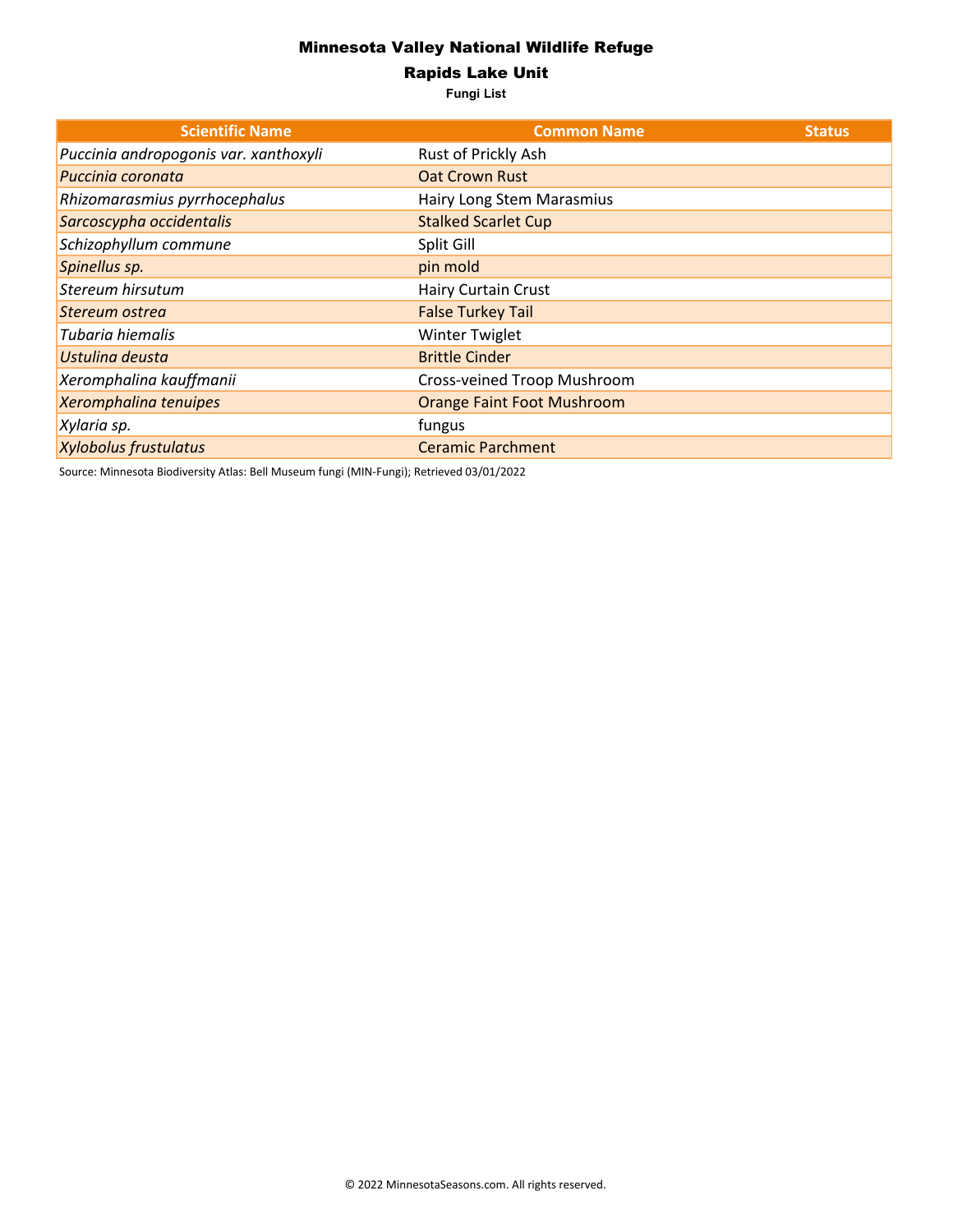# Minnesota Valley National Wildlife Refuge

## Rapids Lake Unit

### Fungi List

| Scientific Name | Common Name | Status |
| --- | --- | --- |
| *Puccinia andropogonis var. xanthoxyli* | Rust of Prickly Ash | |
| *Puccinia coronata* | Oat Crown Rust | |
| *Rhizomarasmius pyrrhocephalus* | Hairy Long Stem Marasmius | |
| *Sarcoscypha occidentalis* | Stalked Scarlet Cup | |
| *Schizophyllum commune* | Split Gill | |
| *Spinellus sp.* | pin mold | |
| *Stereum hirsutum* | Hairy Curtain Crust | |
| *Stereum ostrea* | False Turkey Tail | |
| *Tubaria hiemalis* | Winter Twiglet | |
| *Ustulina deusta* | Brittle Cinder | |
| *Xeromphalina kauffmanii* | Cross-veined Troop Mushroom | |
| *Xeromphalina tenuipes* | Orange Faint Foot Mushroom | |
| *Xylaria sp.* | fungus | |
| *Xylobolus frustulatus* | Ceramic Parchment | |

Source: Minnesota Biodiversity Atlas: Bell Museum fungi (MIN-Fungi); Retrieved 03/01/2022

© 2022 MinnesotaSeasons.com. All rights reserved.